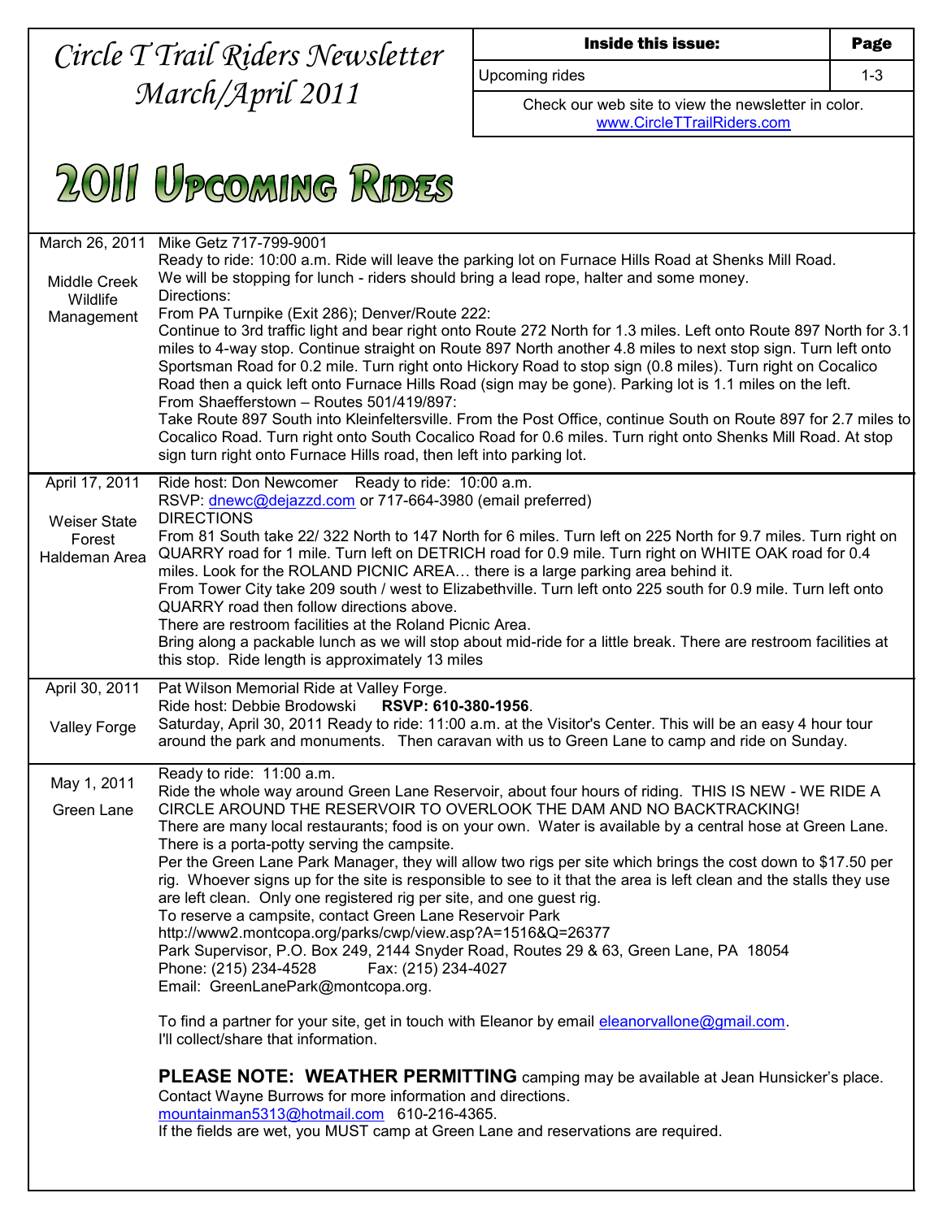# Circle T Trail Riders Newsletter March/April 2011

| Inside this issue: | Page |
|---|---|
| Upcoming rides | 1-3 |

Check our web site to view the newsletter in color. www.CircleTTrailRiders.com

## 2011 Upcoming Rides

| | |
|---|---|
| March 26, 2011<br><br>Middle Creek Wildlife Management | Mike Getz 717-799-9001<br>Ready to ride: 10:00 a.m. Ride will leave the parking lot on Furnace Hills Road at Shenks Mill Road.<br>We will be stopping for lunch - riders should bring a lead rope, halter and some money.<br>Directions:<br>From PA Turnpike (Exit 286); Denver/Route 222:<br>Continue to 3rd traffic light and bear right onto Route 272 North for 1.3 miles. Left onto Route 897 North for 3.1 miles to 4-way stop. Continue straight on Route 897 North another 4.8 miles to next stop sign. Turn left onto Sportsman Road for 0.2 mile. Turn right onto Hickory Road to stop sign (0.8 miles). Turn right on Cocalico Road then a quick left onto Furnace Hills Road (sign may be gone). Parking lot is 1.1 miles on the left.<br>From Shaefferstown – Routes 501/419/897:<br>Take Route 897 South into Kleinfeltersville. From the Post Office, continue South on Route 897 for 2.7 miles to Cocalico Road. Turn right onto South Cocalico Road for 0.6 miles. Turn right onto Shenks Mill Road. At stop sign turn right onto Furnace Hills road, then left into parking lot. |
| April 17, 2011<br><br>Weiser State Forest Haldeman Area | Ride host: Don Newcomer Ready to ride: 10:00 a.m.<br>RSVP: dnewc@dejazzd.com or 717-664-3980 (email preferred)<br>DIRECTIONS<br>From 81 South take 22/ 322 North to 147 North for 6 miles. Turn left on 225 North for 9.7 miles. Turn right on QUARRY road for 1 mile. Turn left on DETRICH road for 0.9 mile. Turn right on WHITE OAK road for 0.4 miles. Look for the ROLAND PICNIC AREA… there is a large parking area behind it.<br>From Tower City take 209 south / west to Elizabethville. Turn left onto 225 south for 0.9 mile. Turn left onto QUARRY road then follow directions above.<br>There are restroom facilities at the Roland Picnic Area.<br>Bring along a packable lunch as we will stop about mid-ride for a little break. There are restroom facilities at this stop. Ride length is approximately 13 miles |
| April 30, 2011<br><br>Valley Forge | Pat Wilson Memorial Ride at Valley Forge.<br>Ride host: Debbie Brodowski **RSVP: 610-380-1956**.<br>Saturday, April 30, 2011 Ready to ride: 11:00 a.m. at the Visitor's Center. This will be an easy 4 hour tour around the park and monuments. Then caravan with us to Green Lane to camp and ride on Sunday. |
| May 1, 2011<br><br>Green Lane | Ready to ride: 11:00 a.m.<br>Ride the whole way around Green Lane Reservoir, about four hours of riding. THIS IS NEW - WE RIDE A CIRCLE AROUND THE RESERVOIR TO OVERLOOK THE DAM AND NO BACKTRACKING!<br>There are many local restaurants; food is on your own. Water is available by a central hose at Green Lane. There is a porta-potty serving the campsite.<br>Per the Green Lane Park Manager, they will allow two rigs per site which brings the cost down to $17.50 per rig. Whoever signs up for the site is responsible to see to it that the area is left clean and the stalls they use are left clean. Only one registered rig per site, and one guest rig.<br>To reserve a campsite, contact Green Lane Reservoir Park<br>http://www2.montcopa.org/parks/cwp/view.asp?A=1516&Q=26377<br>Park Supervisor, P.O. Box 249, 2144 Snyder Road, Routes 29 & 63, Green Lane, PA 18054<br>Phone: (215) 234-4528 Fax: (215) 234-4027<br>Email: GreenLanePark@montcopa.org.<br><br>To find a partner for your site, get in touch with Eleanor by email eleanorvallone@gmail.com.<br>I'll collect/share that information.<br><br>**PLEASE NOTE: WEATHER PERMITTING** camping may be available at Jean Hunsicker's place. Contact Wayne Burrows for more information and directions.<br>mountainman5313@hotmail.com 610-216-4365.<br>If the fields are wet, you MUST camp at Green Lane and reservations are required. |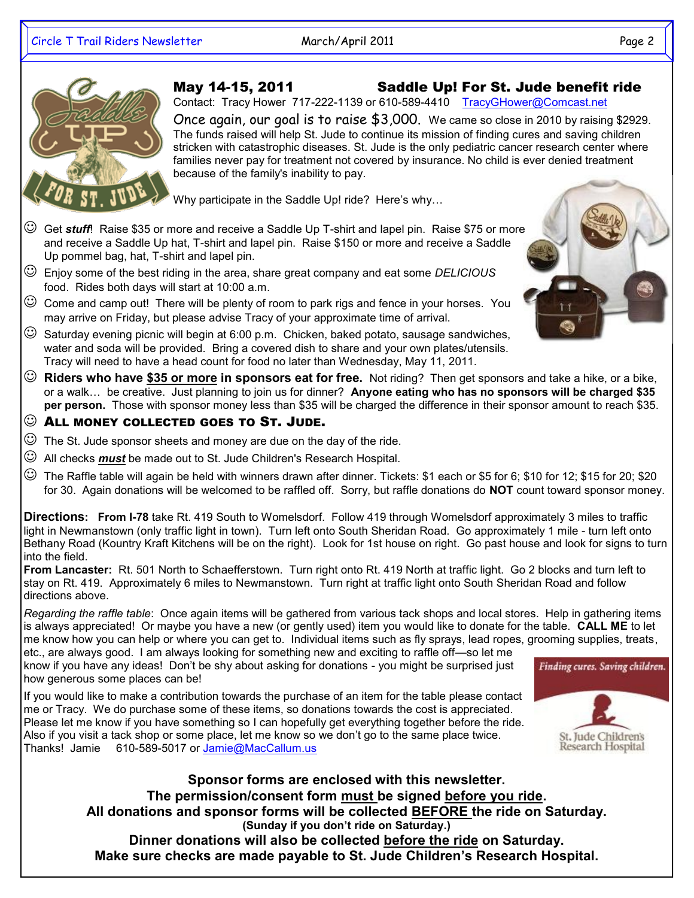## May 14-15, 2011 — Saddle Up! For St. Jude benefit ride

Contact: Tracy Hower 717-222-1139 or 610-589-4410 TracyGHower@Comcast.net

Once again, our goal is to raise $3,000. We came so close in 2010 by raising $2929. The funds raised will help St. Jude to continue its mission of finding cures and saving children stricken with catastrophic diseases. St. Jude is the only pediatric cancer research center where families never pay for treatment not covered by insurance. No child is ever denied treatment because of the family's inability to pay.

Why participate in the Saddle Up! ride? Here's why…

- ☺ Get ***stuff***! Raise $35 or more and receive a Saddle Up T-shirt and lapel pin. Raise $75 or more and receive a Saddle Up hat, T-shirt and lapel pin. Raise $150 or more and receive a Saddle Up pommel bag, hat, T-shirt and lapel pin.
- ☺ Enjoy some of the best riding in the area, share great company and eat some *DELICIOUS* food. Rides both days will start at 10:00 a.m.
- ☺ Come and camp out! There will be plenty of room to park rigs and fence in your horses. You may arrive on Friday, but please advise Tracy of your approximate time of arrival.
- ☺ Saturday evening picnic will begin at 6:00 p.m. Chicken, baked potato, sausage sandwiches, water and soda will be provided. Bring a covered dish to share and your own plates/utensils. Tracy will need to have a head count for food no later than Wednesday, May 11, 2011.
- ☺ **Riders who have <u>$35 or more</u> in sponsors eat for free.** Not riding? Then get sponsors and take a hike, or a bike, or a walk… be creative. Just planning to join us for dinner? **Anyone eating who has no sponsors will be charged $35 per person.** Those with sponsor money less than $35 will be charged the difference in their sponsor amount to reach $35.
- ☺ **ALL MONEY COLLECTED GOES TO ST. JUDE.**
- ☺ The St. Jude sponsor sheets and money are due on the day of the ride.
- ☺ All checks ***must*** be made out to St. Jude Children's Research Hospital.
- ☺ The Raffle table will again be held with winners drawn after dinner. Tickets: $1 each or $5 for 6; $10 for 12; $15 for 20; $20 for 30. Again donations will be welcomed to be raffled off. Sorry, but raffle donations do **NOT** count toward sponsor money.

**Directions: From I-78** take Rt. 419 South to Womelsdorf. Follow 419 through Womelsdorf approximately 3 miles to traffic light in Newmanstown (only traffic light in town). Turn left onto South Sheridan Road. Go approximately 1 mile - turn left onto Bethany Road (Kountry Kraft Kitchens will be on the right). Look for 1st house on right. Go past house and look for signs to turn into the field.

**From Lancaster:** Rt. 501 North to Schaefferstown. Turn right onto Rt. 419 North at traffic light. Go 2 blocks and turn left to stay on Rt. 419. Approximately 6 miles to Newmanstown. Turn right at traffic light onto South Sheridan Road and follow directions above.

*Regarding the raffle table*: Once again items will be gathered from various tack shops and local stores. Help in gathering items is always appreciated! Or maybe you have a new (or gently used) item you would like to donate for the table. **CALL ME** to let me know how you can help or where you can get to. Individual items such as fly sprays, lead ropes, grooming supplies, treats, etc., are always good. I am always looking for something new and exciting to raffle off—so let me know if you have any ideas! Don't be shy about asking for donations - you might be surprised just how generous some places can be!

If you would like to make a contribution towards the purchase of an item for the table please contact me or Tracy. We do purchase some of these items, so donations towards the cost is appreciated. Please let me know if you have something so I can hopefully get everything together before the ride. Also if you visit a tack shop or some place, let me know so we don't go to the same place twice.
Thanks! Jamie 610-589-5017 or Jamie@MacCallum.us

Finding cures. Saving children.
St. Jude Children's Research Hospital

**Sponsor forms are enclosed with this newsletter.**
**The permission/consent form <u>must</u> be signed <u>before you ride</u>.**
**All donations and sponsor forms will be collected <u>BEFORE</u> the ride on Saturday.**
**(Sunday if you don't ride on Saturday.)**
**Dinner donations will also be collected <u>before the ride</u> on Saturday.**
**Make sure checks are made payable to St. Jude Children's Research Hospital.**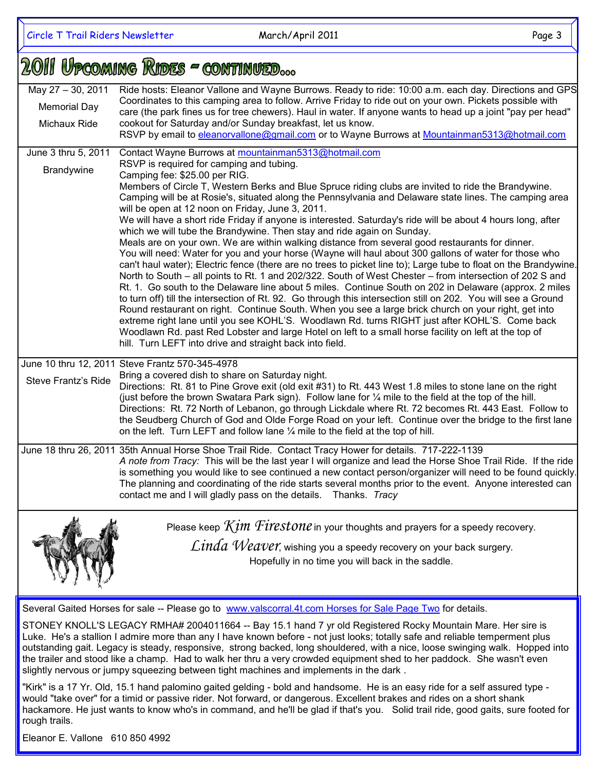## 2011 Upcoming Rides - continued...

| | |
|---|---|
| May 27 – 30, 2011<br>Memorial Day<br>Michaux Ride | Ride hosts: Eleanor Vallone and Wayne Burrows. Ready to ride: 10:00 a.m. each day. Directions and GPS Coordinates to this camping area to follow. Arrive Friday to ride out on your own. Pickets possible with care (the park fines us for tree chewers). Haul in water. If anyone wants to head up a joint "pay per head" cookout for Saturday and/or Sunday breakfast, let us know.<br>RSVP by email to eleanorvallone@gmail.com or to Wayne Burrows at Mountainman5313@hotmail.com |
| June 3 thru 5, 2011<br>Brandywine | Contact Wayne Burrows at mountainman5313@hotmail.com<br>RSVP is required for camping and tubing.<br>Camping fee: $25.00 per RIG.<br>Members of Circle T, Western Berks and Blue Spruce riding clubs are invited to ride the Brandywine. Camping will be at Rosie's, situated along the Pennsylvania and Delaware state lines. The camping area will be open at 12 noon on Friday, June 3, 2011.<br>We will have a short ride Friday if anyone is interested. Saturday's ride will be about 4 hours long, after which we will tube the Brandywine. Then stay and ride again on Sunday.<br>Meals are on your own. We are within walking distance from several good restaurants for dinner.<br>You will need: Water for you and your horse (Wayne will haul about 300 gallons of water for those who can't haul water); Electric fence (there are no trees to picket line to); Large tube to float on the Brandywine.<br>North to South – all points to Rt. 1 and 202/322. South of West Chester – from intersection of 202 S and Rt. 1. Go south to the Delaware line about 5 miles. Continue South on 202 in Delaware (approx. 2 miles to turn off) till the intersection of Rt. 92. Go through this intersection still on 202. You will see a Ground Round restaurant on right. Continue South. When you see a large brick church on your right, get into extreme right lane until you see KOHL'S. Woodlawn Rd. turns RIGHT just after KOHL'S. Come back Woodlawn Rd. past Red Lobster and large Hotel on left to a small horse facility on left at the top of hill. Turn LEFT into drive and straight back into field. |
| June 10 thru 12, 2011<br>Steve Frantz's Ride | Steve Frantz 570-345-4978<br>Bring a covered dish to share on Saturday night.<br>Directions: Rt. 81 to Pine Grove exit (old exit #31) to Rt. 443 West 1.8 miles to stone lane on the right (just before the brown Swatara Park sign). Follow lane for ¼ mile to the field at the top of the hill.<br>Directions: Rt. 72 North of Lebanon, go through Lickdale where Rt. 72 becomes Rt. 443 East. Follow to the Seudberg Church of God and Olde Forge Road on your left. Continue over the bridge to the first lane on the left. Turn LEFT and follow lane ¼ mile to the field at the top of hill. |
| June 18 thru 26, 2011 | 35th Annual Horse Shoe Trail Ride. Contact Tracy Hower for details. 717-222-1139<br>*A note from Tracy:* This will be the last year I will organize and lead the Horse Shoe Trail Ride. If the ride is something you would like to see continued a new contact person/organizer will need to be found quickly. The planning and coordinating of the ride starts several months prior to the event. Anyone interested can contact me and I will gladly pass on the details. Thanks. *Tracy* |

Please keep *Kim Firestone* in your thoughts and prayers for a speedy recovery.

*Linda Weaver*, wishing you a speedy recovery on your back surgery.
Hopefully in no time you will back in the saddle.

Several Gaited Horses for sale -- Please go to www.valscorral.4t.com Horses for Sale Page Two for details.

STONEY KNOLL'S LEGACY RMHA# 2004011664 -- Bay 15.1 hand 7 yr old Registered Rocky Mountain Mare. Her sire is Luke. He's a stallion I admire more than any I have known before - not just looks; totally safe and reliable temperment plus outstanding gait. Legacy is steady, responsive, strong backed, long shouldered, with a nice, loose swinging walk. Hopped into the trailer and stood like a champ. Had to walk her thru a very crowded equipment shed to her paddock. She wasn't even slightly nervous or jumpy squeezing between tight machines and implements in the dark .

"Kirk" is a 17 Yr. Old, 15.1 hand palomino gaited gelding - bold and handsome. He is an easy ride for a self assured type - would "take over" for a timid or passive rider. Not forward, or dangerous. Excellent brakes and rides on a short shank hackamore. He just wants to know who's in command, and he'll be glad if that's you. Solid trail ride, good gaits, sure footed for rough trails.

Eleanor E. Vallone 610 850 4992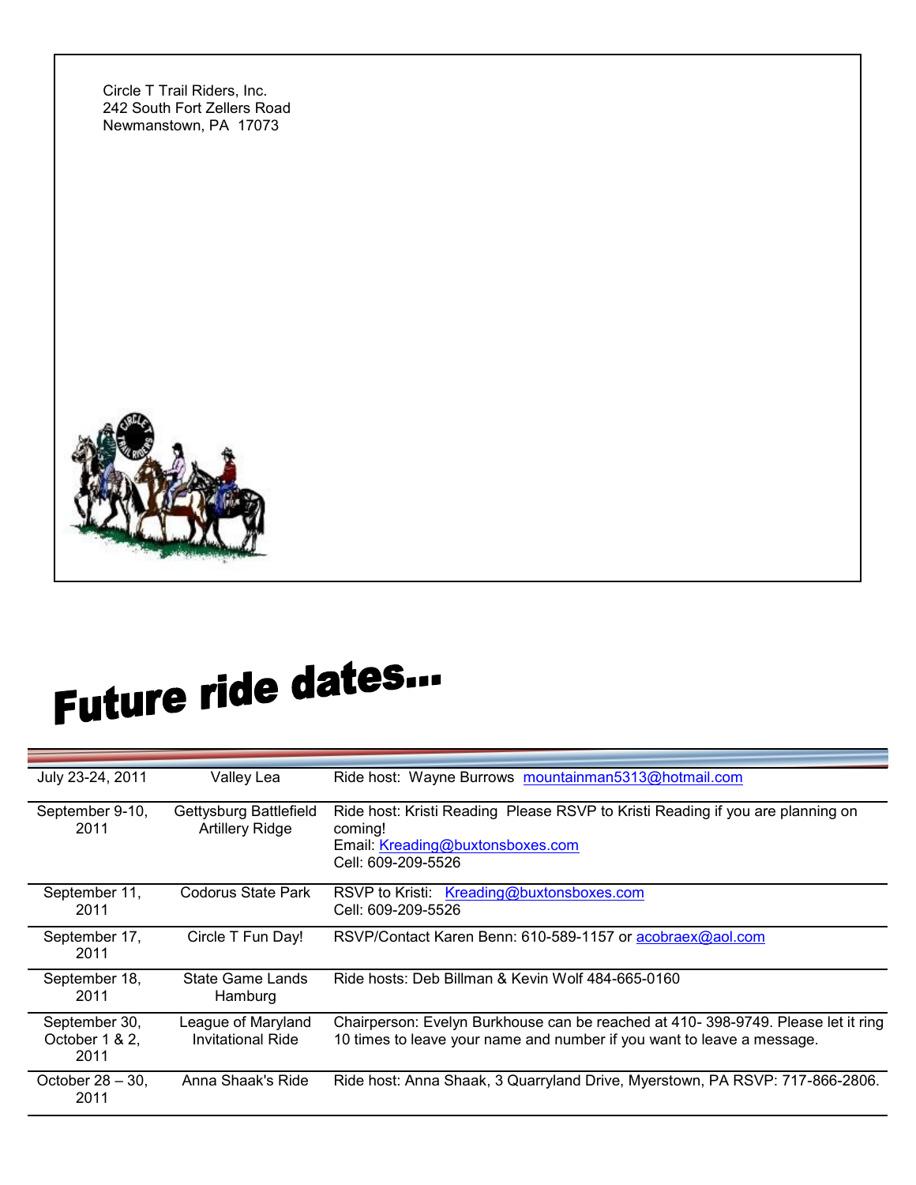Circle T Trail Riders, Inc.
242 South Fort Zellers Road
Newmanstown, PA  17073

# Future ride dates...

| | | |
|---|---|---|
| July 23-24, 2011 | Valley Lea | Ride host: Wayne Burrows mountainman5313@hotmail.com |
| September 9-10, 2011 | Gettysburg Battlefield Artillery Ridge | Ride host: Kristi Reading Please RSVP to Kristi Reading if you are planning on coming! Email: Kreading@buxtonsboxes.com Cell: 609-209-5526 |
| September 11, 2011 | Codorus State Park | RSVP to Kristi: Kreading@buxtonsboxes.com Cell: 609-209-5526 |
| September 17, 2011 | Circle T Fun Day! | RSVP/Contact Karen Benn: 610-589-1157 or acobraex@aol.com |
| September 18, 2011 | State Game Lands Hamburg | Ride hosts: Deb Billman & Kevin Wolf 484-665-0160 |
| September 30, October 1 & 2, 2011 | League of Maryland Invitational Ride | Chairperson: Evelyn Burkhouse can be reached at 410- 398-9749. Please let it ring 10 times to leave your name and number if you want to leave a message. |
| October 28 – 30, 2011 | Anna Shaak's Ride | Ride host: Anna Shaak, 3 Quarryland Drive, Myerstown, PA RSVP: 717-866-2806. |